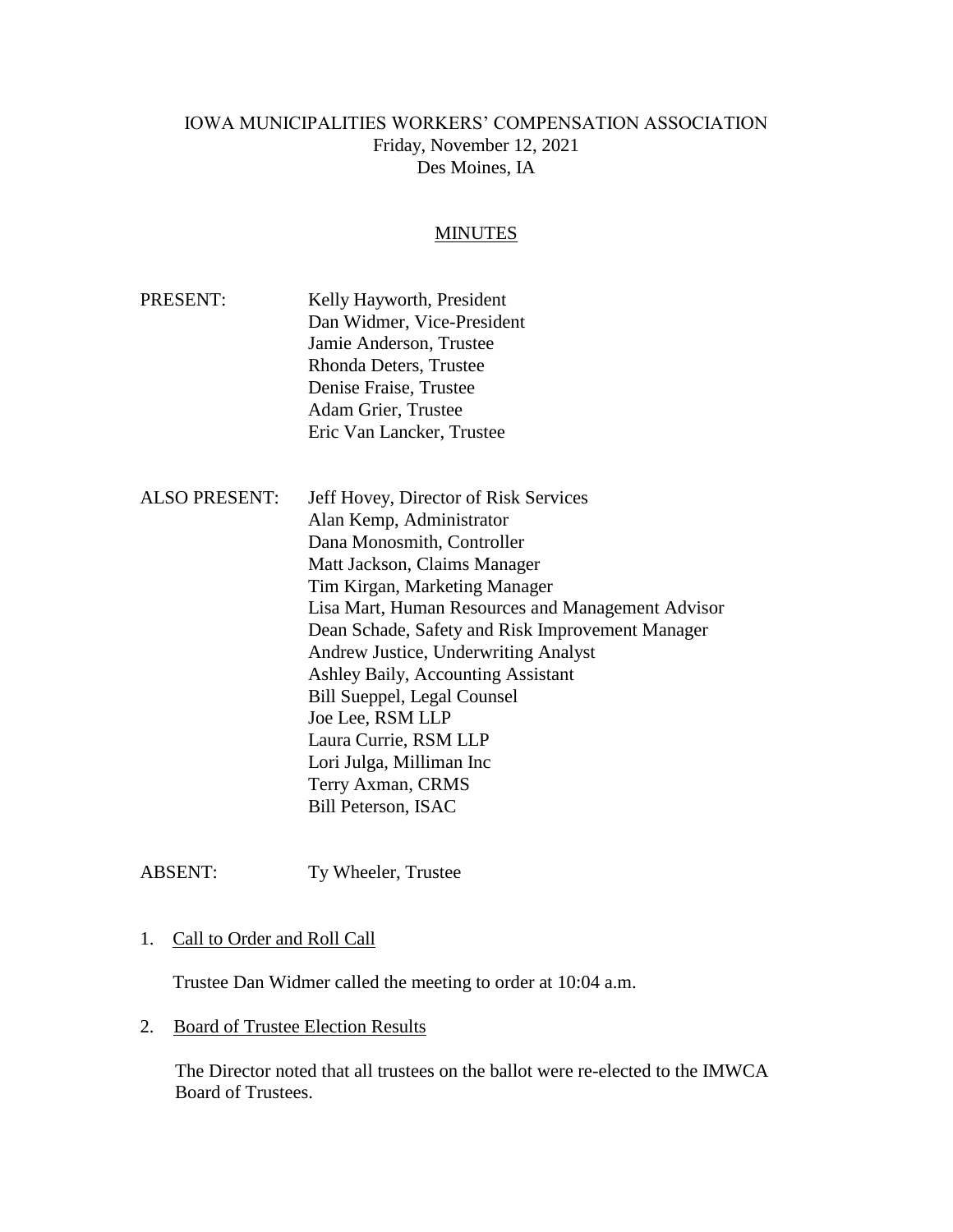# IOWA MUNICIPALITIES WORKERS' COMPENSATION ASSOCIATION

Friday, November 12, 2021

Des Moines, IA

## MINUTES

PRESENT:
- Kelly Hayworth, President
- Dan Widmer, Vice-President
- Jamie Anderson, Trustee
- Rhonda Deters, Trustee
- Denise Fraise, Trustee
- Adam Grier, Trustee
- Eric Van Lancker, Trustee

ALSO PRESENT:
- Jeff Hovey, Director of Risk Services
- Alan Kemp, Administrator
- Dana Monosmith, Controller
- Matt Jackson, Claims Manager
- Tim Kirgan, Marketing Manager
- Lisa Mart, Human Resources and Management Advisor
- Dean Schade, Safety and Risk Improvement Manager
- Andrew Justice, Underwriting Analyst
- Ashley Baily, Accounting Assistant
- Bill Sueppel, Legal Counsel
- Joe Lee, RSM LLP
- Laura Currie, RSM LLP
- Lori Julga, Milliman Inc
- Terry Axman, CRMS
- Bill Peterson, ISAC

ABSENT:
- Ty Wheeler, Trustee

1. Call to Order and Roll Call

   Trustee Dan Widmer called the meeting to order at 10:04 a.m.

2. Board of Trustee Election Results

   The Director noted that all trustees on the ballot were re-elected to the IMWCA Board of Trustees.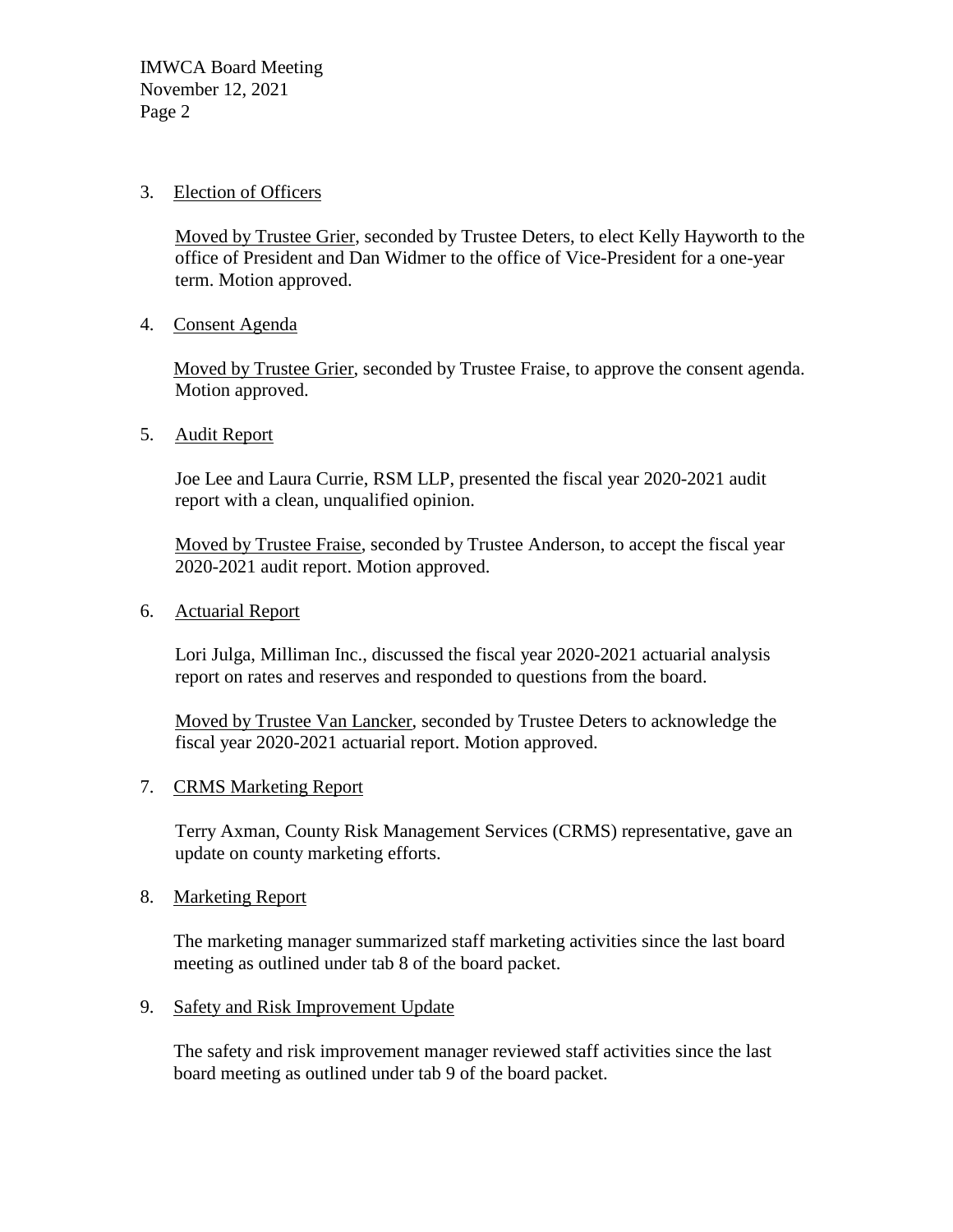3. Election of Officers

   Moved by Trustee Grier, seconded by Trustee Deters, to elect Kelly Hayworth to the office of President and Dan Widmer to the office of Vice-President for a one-year term. Motion approved.

4. Consent Agenda

   Moved by Trustee Grier, seconded by Trustee Fraise, to approve the consent agenda. Motion approved.

5. Audit Report

   Joe Lee and Laura Currie, RSM LLP, presented the fiscal year 2020-2021 audit report with a clean, unqualified opinion.

   Moved by Trustee Fraise, seconded by Trustee Anderson, to accept the fiscal year 2020-2021 audit report. Motion approved.

6. Actuarial Report

   Lori Julga, Milliman Inc., discussed the fiscal year 2020-2021 actuarial analysis report on rates and reserves and responded to questions from the board.

   Moved by Trustee Van Lancker, seconded by Trustee Deters to acknowledge the fiscal year 2020-2021 actuarial report. Motion approved.

7. CRMS Marketing Report

   Terry Axman, County Risk Management Services (CRMS) representative, gave an update on county marketing efforts.

8. Marketing Report

   The marketing manager summarized staff marketing activities since the last board meeting as outlined under tab 8 of the board packet.

9. Safety and Risk Improvement Update

   The safety and risk improvement manager reviewed staff activities since the last board meeting as outlined under tab 9 of the board packet.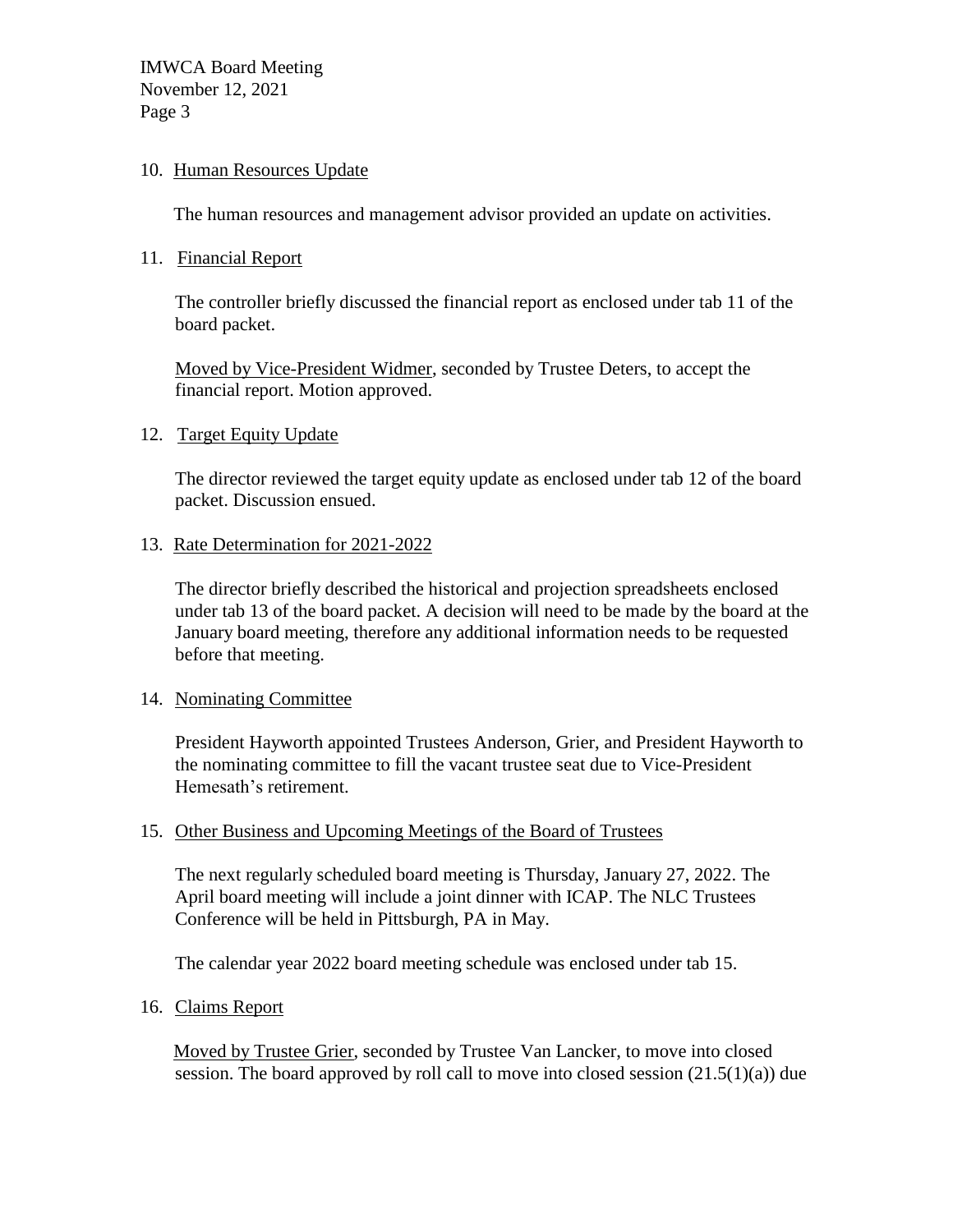10. Human Resources Update

    The human resources and management advisor provided an update on activities.

11. Financial Report

    The controller briefly discussed the financial report as enclosed under tab 11 of the board packet.

    Moved by Vice-President Widmer, seconded by Trustee Deters, to accept the financial report. Motion approved.

12. Target Equity Update

    The director reviewed the target equity update as enclosed under tab 12 of the board packet. Discussion ensued.

13. Rate Determination for 2021-2022

    The director briefly described the historical and projection spreadsheets enclosed under tab 13 of the board packet. A decision will need to be made by the board at the January board meeting, therefore any additional information needs to be requested before that meeting.

14. Nominating Committee

    President Hayworth appointed Trustees Anderson, Grier, and President Hayworth to the nominating committee to fill the vacant trustee seat due to Vice-President Hemesath's retirement.

15. Other Business and Upcoming Meetings of the Board of Trustees

    The next regularly scheduled board meeting is Thursday, January 27, 2022. The April board meeting will include a joint dinner with ICAP. The NLC Trustees Conference will be held in Pittsburgh, PA in May.

    The calendar year 2022 board meeting schedule was enclosed under tab 15.

16. Claims Report

    Moved by Trustee Grier, seconded by Trustee Van Lancker, to move into closed session. The board approved by roll call to move into closed session (21.5(1)(a)) due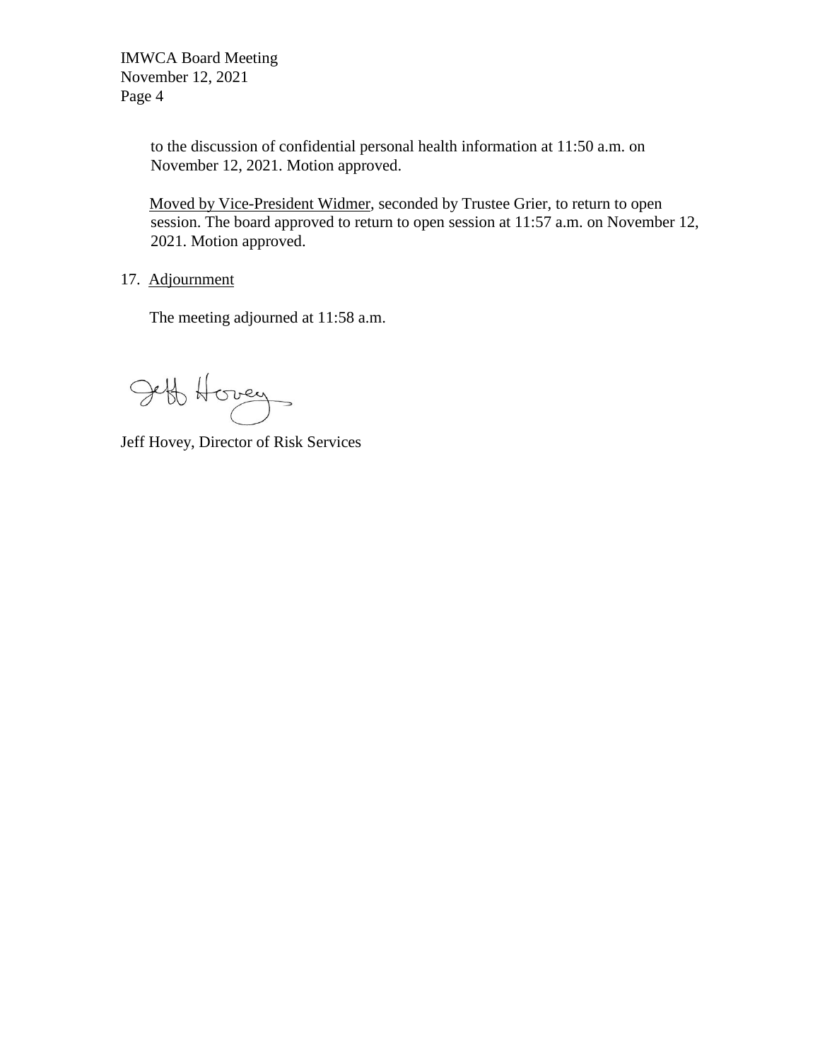to the discussion of confidential personal health information at 11:50 a.m. on November 12, 2021. Motion approved.

Moved by Vice-President Widmer, seconded by Trustee Grier, to return to open session. The board approved to return to open session at 11:57 a.m. on November 12, 2021. Motion approved.

17. Adjournment

The meeting adjourned at 11:58 a.m.

Jeff Hovey, Director of Risk Services